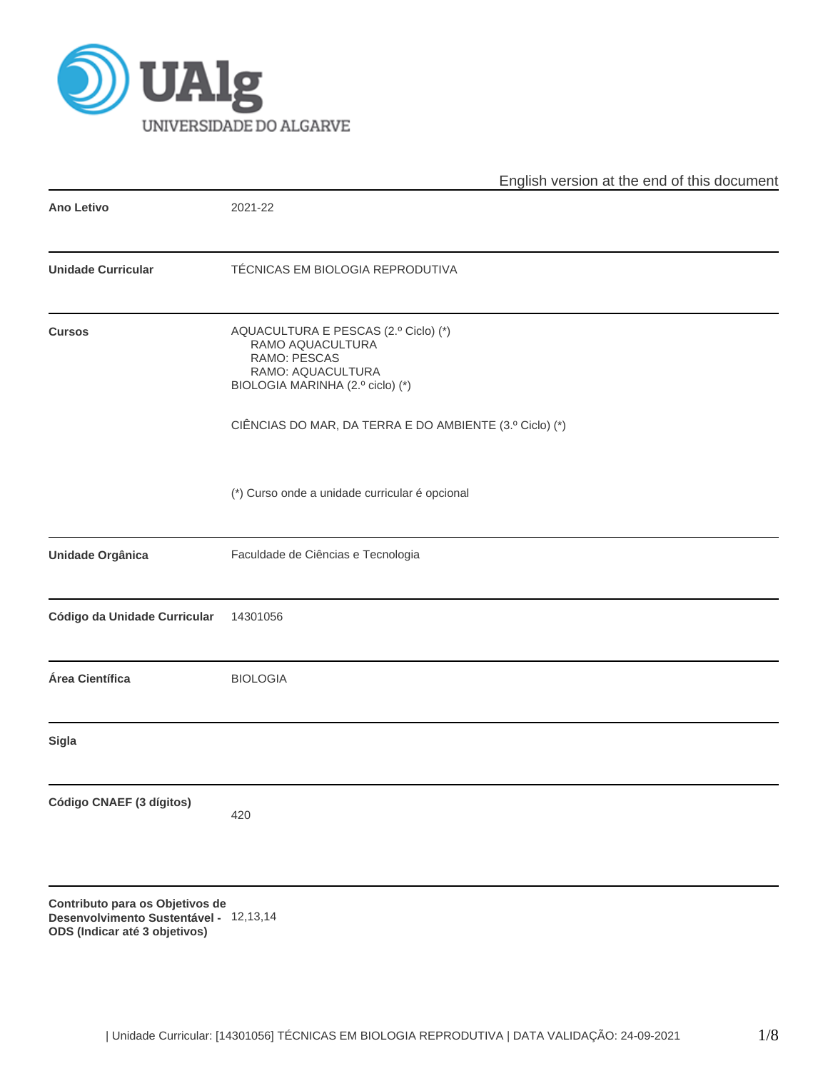English version at the end of this document

| | |
|---|---|
| **Ano Letivo** | 2021-22 |
| **Unidade Curricular** | TÉCNICAS EM BIOLOGIA REPRODUTIVA |
| **Cursos** | AQUACULTURA E PESCAS (2.º Ciclo) (*)<br>RAMO AQUACULTURA<br>RAMO: PESCAS<br>RAMO: AQUACULTURA<br>BIOLOGIA MARINHA (2.º ciclo) (*)<br><br>CIÊNCIAS DO MAR, DA TERRA E DO AMBIENTE (3.º Ciclo) (*)<br><br>(*) Curso onde a unidade curricular é opcional |
| **Unidade Orgânica** | Faculdade de Ciências e Tecnologia |
| **Código da Unidade Curricular** | 14301056 |
| **Área Científica** | BIOLOGIA |
| **Sigla** | |
| **Código CNAEF (3 dígitos)** | 420 |
| **Contributo para os Objetivos de Desenvolvimento Sustentável - ODS (Indicar até 3 objetivos)** | 12,13,14 |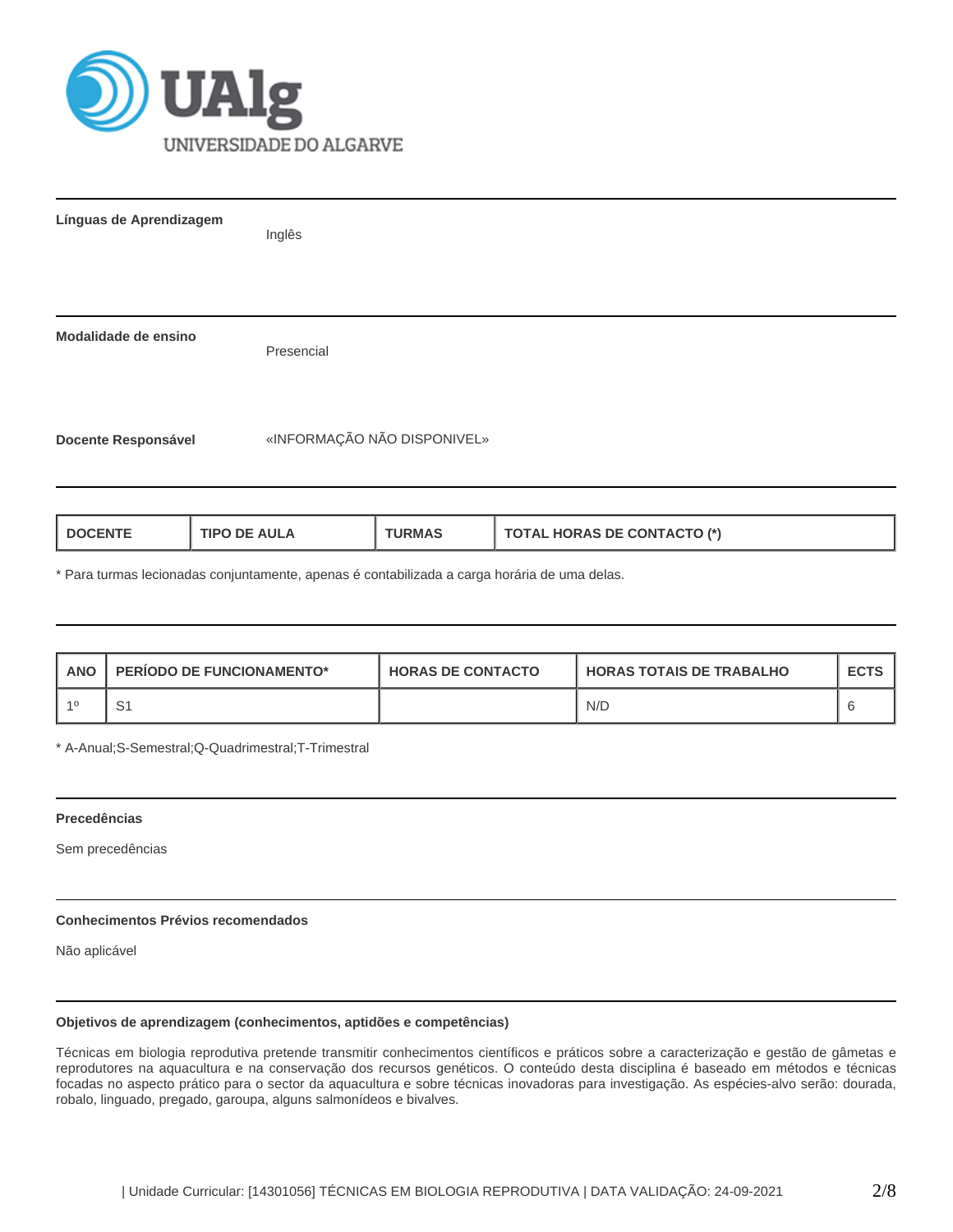**Línguas de Aprendizagem**

Inglês

**Modalidade de ensino**

Presencial

**Docente Responsável**

«INFORMAÇÃO NÃO DISPONIVEL»

| DOCENTE | TIPO DE AULA | TURMAS | TOTAL HORAS DE CONTACTO (*) |
|---|---|---|---|

* Para turmas lecionadas conjuntamente, apenas é contabilizada a carga horária de uma delas.

| ANO | PERÍODO DE FUNCIONAMENTO* | HORAS DE CONTACTO | HORAS TOTAIS DE TRABALHO | ECTS |
|---|---|---|---|---|
| 1º | S1 | | N/D | 6 |

* A-Anual;S-Semestral;Q-Quadrimestral;T-Trimestral

**Precedências**

Sem precedências

**Conhecimentos Prévios recomendados**

Não aplicável

**Objetivos de aprendizagem (conhecimentos, aptidões e competências)**

Técnicas em biologia reprodutiva pretende transmitir conhecimentos científicos e práticos sobre a caracterização e gestão de gâmetas e reprodutores na aquacultura e na conservação dos recursos genéticos. O conteúdo desta disciplina é baseado em métodos e técnicas focadas no aspecto prático para o sector da aquacultura e sobre técnicas inovadoras para investigação. As espécies-alvo serão: dourada, robalo, linguado, pregado, garoupa, alguns salmonídeos e bivalves.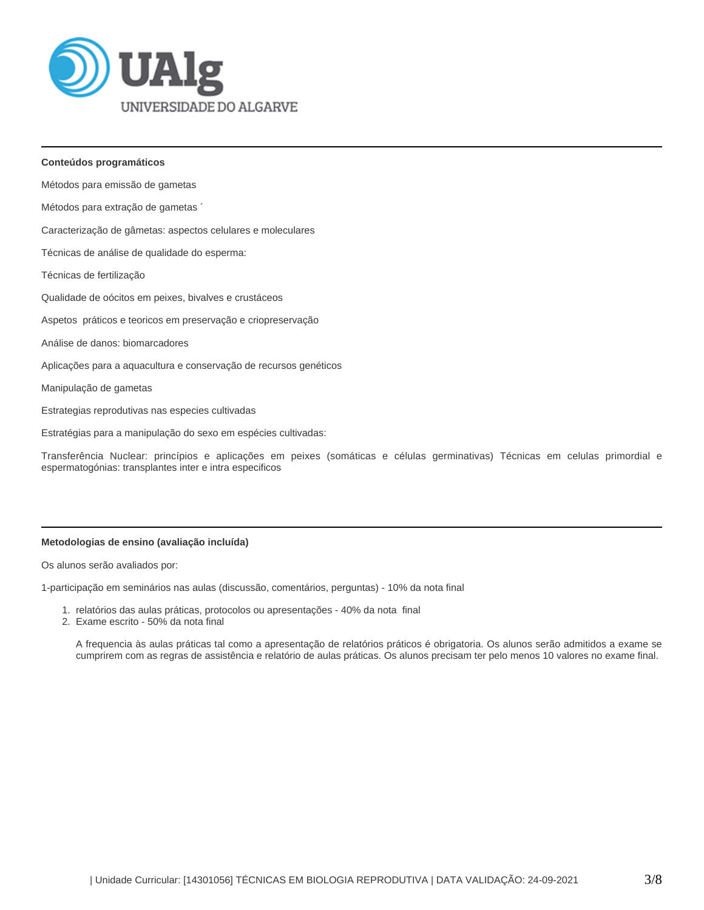### Conteúdos programáticos

Métodos para emissão de gametas

Métodos para extração de gametas ´

Caracterização de gâmetas: aspectos celulares e moleculares

Técnicas de análise de qualidade do esperma:

Técnicas de fertilização

Qualidade de oócitos em peixes, bivalves e crustáceos

Aspetos práticos e teoricos em preservação e criopreservação

Análise de danos: biomarcadores

Aplicações para a aquacultura e conservação de recursos genéticos

Manipulação de gametas

Estrategias reprodutivas nas especies cultivadas

Estratégias para a manipulação do sexo em espécies cultivadas:

Transferência Nuclear: princípios e aplicações em peixes (somáticas e células germinativas) Técnicas em celulas primordial e espermatogónias: transplantes inter e intra especificos

### Metodologias de ensino (avaliação incluída)

Os alunos serão avaliados por:

1-participação em seminários nas aulas (discussão, comentários, perguntas) - 10% da nota final

1. relatórios das aulas práticas, protocolos ou apresentações - 40% da nota final
2. Exame escrito - 50% da nota final

   A frequencia às aulas práticas tal como a apresentação de relatórios práticos é obrigatoria. Os alunos serão admitidos a exame se cumprirem com as regras de assistência e relatório de aulas práticas. Os alunos precisam ter pelo menos 10 valores no exame final.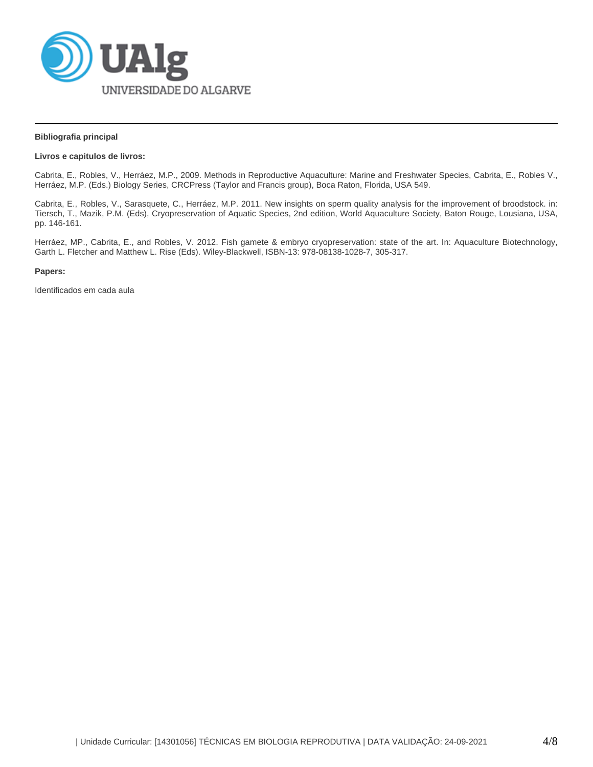**Bibliografia principal**

**Livros e capitulos de livros:**

Cabrita, E., Robles, V., Herráez, M.P., 2009. Methods in Reproductive Aquaculture: Marine and Freshwater Species, Cabrita, E., Robles V., Herráez, M.P. (Eds.) Biology Series, CRCPress (Taylor and Francis group), Boca Raton, Florida, USA 549.

Cabrita, E., Robles, V., Sarasquete, C., Herráez, M.P. 2011. New insights on sperm quality analysis for the improvement of broodstock. in: Tiersch, T., Mazik, P.M. (Eds), Cryopreservation of Aquatic Species, 2nd edition, World Aquaculture Society, Baton Rouge, Lousiana, USA, pp. 146-161.

Herráez, MP., Cabrita, E., and Robles, V. 2012. Fish gamete & embryo cryopreservation: state of the art. In: Aquaculture Biotechnology, Garth L. Fletcher and Matthew L. Rise (Eds). Wiley-Blackwell, ISBN-13: 978-08138-1028-7, 305-317.

**Papers:**

Identificados em cada aula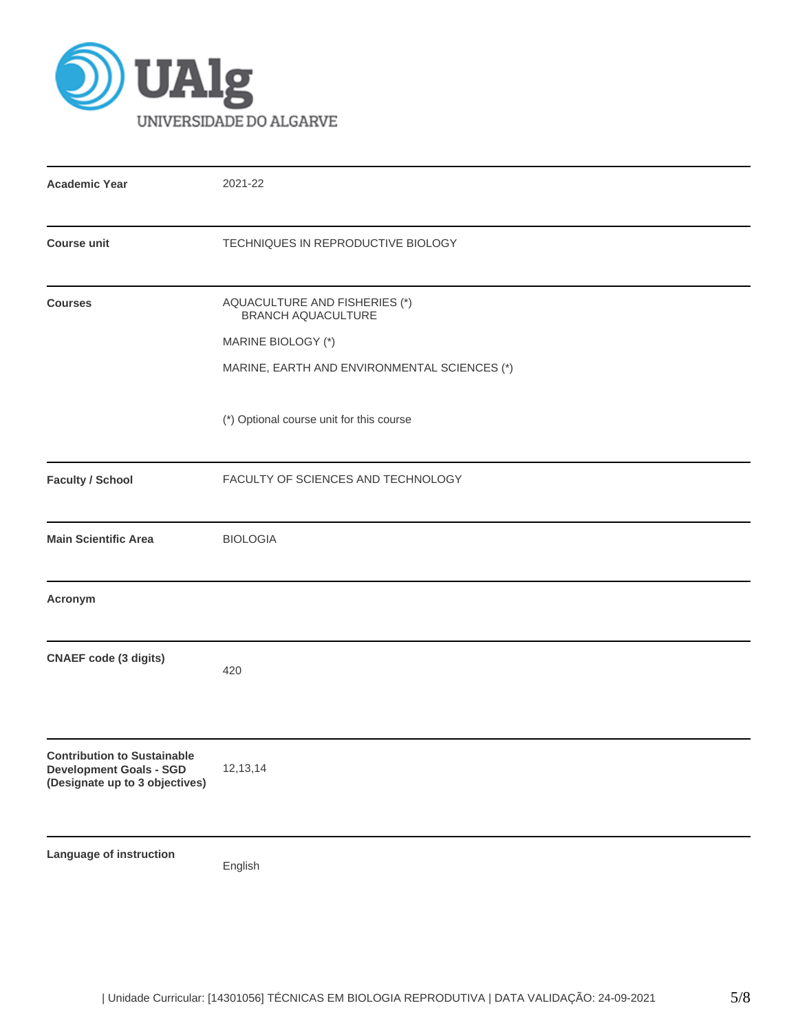UAlg UNIVERSIDADE DO ALGARVE

| | |
|---|---|
| **Academic Year** | 2021-22 |
| **Course unit** | TECHNIQUES IN REPRODUCTIVE BIOLOGY |
| **Courses** | AQUACULTURE AND FISHERIES (*)<br>BRANCH AQUACULTURE<br><br>MARINE BIOLOGY (*)<br><br>MARINE, EARTH AND ENVIRONMENTAL SCIENCES (*)<br><br>(*) Optional course unit for this course |
| **Faculty / School** | FACULTY OF SCIENCES AND TECHNOLOGY |
| **Main Scientific Area** | BIOLOGIA |
| **Acronym** | |
| **CNAEF code (3 digits)** | 420 |
| **Contribution to Sustainable Development Goals - SGD (Designate up to 3 objectives)** | 12,13,14 |
| **Language of instruction** | English |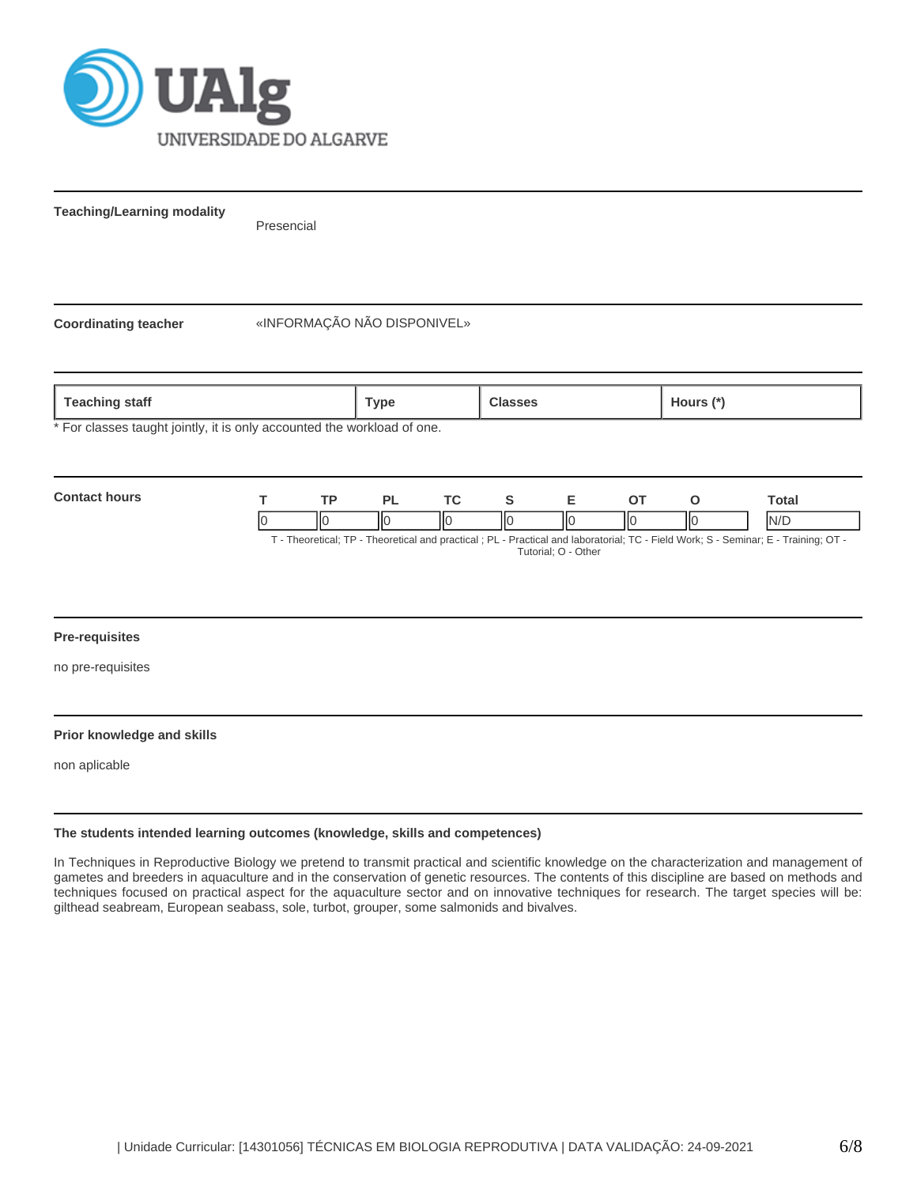**Teaching/Learning modality**

Presencial

**Coordinating teacher**

«INFORMAÇÃO NÃO DISPONIVEL»

| Teaching staff | Type | Classes | Hours (*) |
|---|---|---|---|

\* For classes taught jointly, it is only accounted the workload of one.

**Contact hours**

| T | TP | PL | TC | S | E | OT | O | Total |
|---|---|---|---|---|---|---|---|---|
| 0 | 0 | 0 | 0 | 0 | 0 | 0 | 0 | N/D |

T - Theoretical; TP - Theoretical and practical ; PL - Practical and laboratorial; TC - Field Work; S - Seminar; E - Training; OT - Tutorial; O - Other

**Pre-requisites**

no pre-requisites

**Prior knowledge and skills**

non aplicable

**The students intended learning outcomes (knowledge, skills and competences)**

In Techniques in Reproductive Biology we pretend to transmit practical and scientific knowledge on the characterization and management of gametes and breeders in aquaculture and in the conservation of genetic resources. The contents of this discipline are based on methods and techniques focused on practical aspect for the aquaculture sector and on innovative techniques for research. The target species will be: gilthead seabream, European seabass, sole, turbot, grouper, some salmonids and bivalves.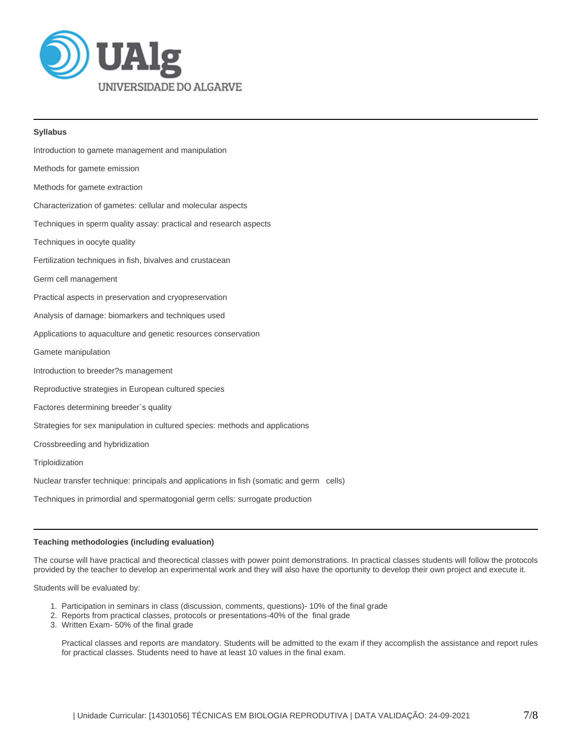### Syllabus

Introduction to gamete management and manipulation

Methods for gamete emission

Methods for gamete extraction

Characterization of gametes: cellular and molecular aspects

Techniques in sperm quality assay: practical and research aspects

Techniques in oocyte quality

Fertilization techniques in fish, bivalves and crustacean

Germ cell management

Practical aspects in preservation and cryopreservation

Analysis of damage: biomarkers and techniques used

Applications to aquaculture and genetic resources conservation

Gamete manipulation

Introduction to breeder?s management

Reproductive strategies in European cultured species

Factores determining breeder´s quality

Strategies for sex manipulation in cultured species: methods and applications

Crossbreeding and hybridization

Triploidization

Nuclear transfer technique: principals and applications in fish (somatic and germ cells)

Techniques in primordial and spermatogonial germ cells: surrogate production

### Teaching methodologies (including evaluation)

The course will have practical and theorectical classes with power point demonstrations. In practical classes students will follow the protocols provided by the teacher to develop an experimental work and they will also have the oportunity to develop their own project and execute it.

Students will be evaluated by:

1. Participation in seminars in class (discussion, comments, questions)- 10% of the final grade
2. Reports from practical classes, protocols or presentations-40% of the final grade
3. Written Exam- 50% of the final grade

   Practical classes and reports are mandatory. Students will be admitted to the exam if they accomplish the assistance and report rules for practical classes. Students need to have at least 10 values in the final exam.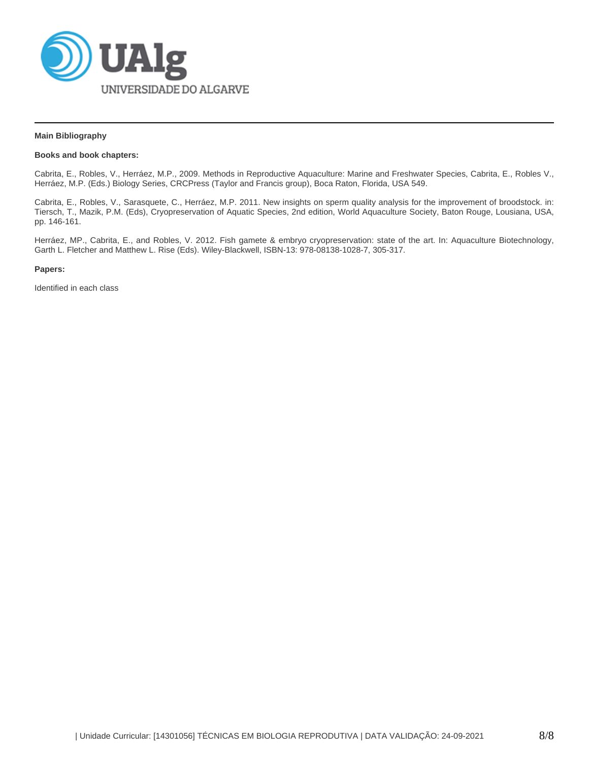**Main Bibliography**

**Books and book chapters:**

Cabrita, E., Robles, V., Herráez, M.P., 2009. Methods in Reproductive Aquaculture: Marine and Freshwater Species, Cabrita, E., Robles V., Herráez, M.P. (Eds.) Biology Series, CRCPress (Taylor and Francis group), Boca Raton, Florida, USA 549.

Cabrita, E., Robles, V., Sarasquete, C., Herráez, M.P. 2011. New insights on sperm quality analysis for the improvement of broodstock. in: Tiersch, T., Mazik, P.M. (Eds), Cryopreservation of Aquatic Species, 2nd edition, World Aquaculture Society, Baton Rouge, Lousiana, USA, pp. 146-161.

Herráez, MP., Cabrita, E., and Robles, V. 2012. Fish gamete & embryo cryopreservation: state of the art. In: Aquaculture Biotechnology, Garth L. Fletcher and Matthew L. Rise (Eds). Wiley-Blackwell, ISBN-13: 978-08138-1028-7, 305-317.

**Papers:**

Identified in each class